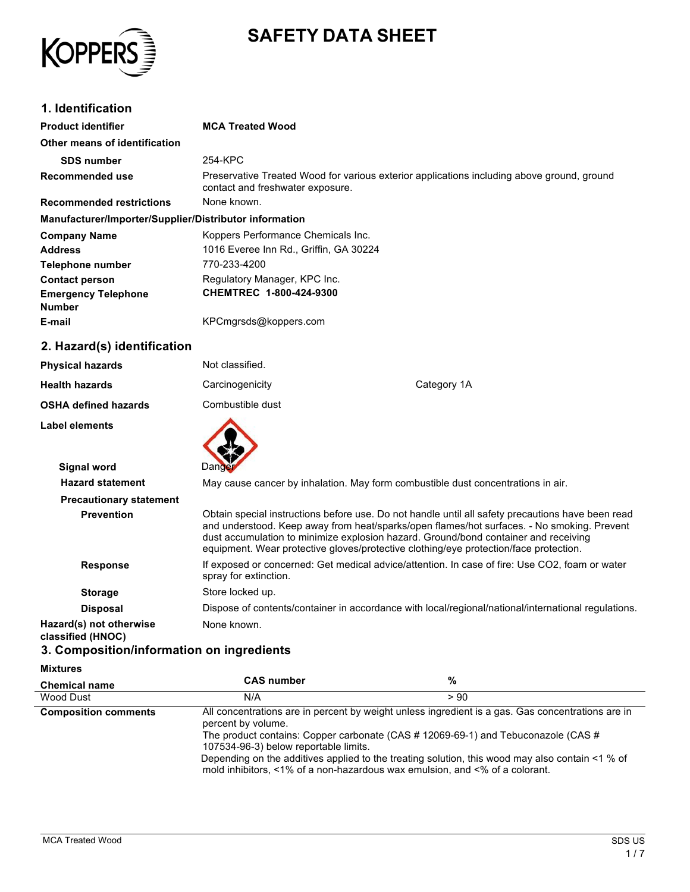# SAFETY DATA SHEET

## 1. Identification

| | |
|---|---|
| **Product identifier** | **MCA Treated Wood** |
| **Other means of identification** | |
| **SDS number** | 254-KPC |
| **Recommended use** | Preservative Treated Wood for various exterior applications including above ground, ground contact and freshwater exposure. |
| **Recommended restrictions** | None known. |

**Manufacturer/Importer/Supplier/Distributor information**

| | |
|---|---|
| **Company Name** | Koppers Performance Chemicals Inc. |
| **Address** | 1016 Everee Inn Rd., Griffin, GA 30224 |
| **Telephone number** | 770-233-4200 |
| **Contact person** | Regulatory Manager, KPC Inc. |
| **Emergency Telephone Number** | **CHEMTREC 1-800-424-9300** |
| **E-mail** | KPCmgrsds@koppers.com |

## 2. Hazard(s) identification

| | | |
|---|---|---|
| **Physical hazards** | Not classified. | |
| **Health hazards** | Carcinogenicity | Category 1A |
| **OSHA defined hazards** | Combustible dust | |

**Label elements**

**Signal word** Danger

**Hazard statement** May cause cancer by inhalation. May form combustible dust concentrations in air.

**Precautionary statement**

**Prevention** Obtain special instructions before use. Do not handle until all safety precautions have been read and understood. Keep away from heat/sparks/open flames/hot surfaces. - No smoking. Prevent dust accumulation to minimize explosion hazard. Ground/bond container and receiving equipment. Wear protective gloves/protective clothing/eye protection/face protection.

**Response** If exposed or concerned: Get medical advice/attention. In case of fire: Use CO2, foam or water spray for extinction.

**Storage** Store locked up.

**Disposal** Dispose of contents/container in accordance with local/regional/national/international regulations.

**Hazard(s) not otherwise classified (HNOC)** None known.

## 3. Composition/information on ingredients

**Mixtures**

| Chemical name | CAS number | % |
|---|---|---|
| Wood Dust | N/A | > 90 |

**Composition comments** All concentrations are in percent by weight unless ingredient is a gas. Gas concentrations are in percent by volume.
The product contains: Copper carbonate (CAS # 12069-69-1) and Tebuconazole (CAS # 107534-96-3) below reportable limits.
Depending on the additives applied to the treating solution, this wood may also contain <1 % of mold inhibitors, <1% of a non-hazardous wax emulsion, and <% of a colorant.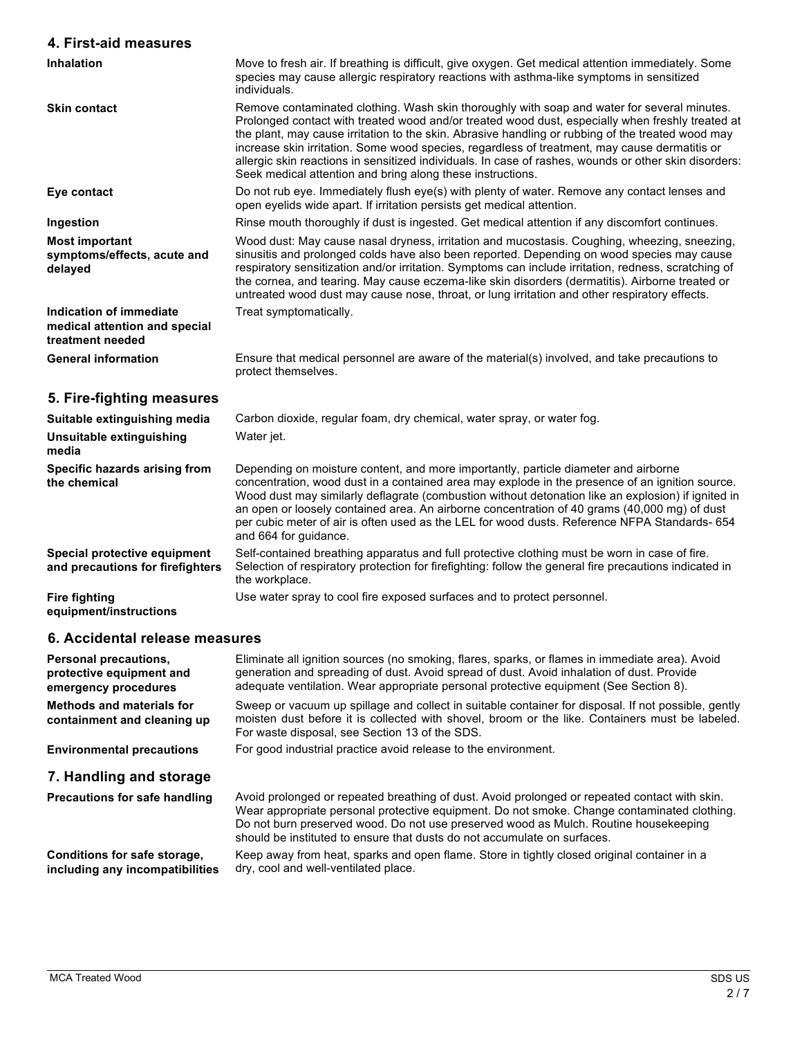## 4. First-aid measures

| | |
|---|---|
| **Inhalation** | Move to fresh air. If breathing is difficult, give oxygen. Get medical attention immediately. Some species may cause allergic respiratory reactions with asthma-like symptoms in sensitized individuals. |
| **Skin contact** | Remove contaminated clothing. Wash skin thoroughly with soap and water for several minutes. Prolonged contact with treated wood and/or treated wood dust, especially when freshly treated at the plant, may cause irritation to the skin. Abrasive handling or rubbing of the treated wood may increase skin irritation. Some wood species, regardless of treatment, may cause dermatitis or allergic skin reactions in sensitized individuals. In case of rashes, wounds or other skin disorders: Seek medical attention and bring along these instructions. |
| **Eye contact** | Do not rub eye. Immediately flush eye(s) with plenty of water. Remove any contact lenses and open eyelids wide apart. If irritation persists get medical attention. |
| **Ingestion** | Rinse mouth thoroughly if dust is ingested. Get medical attention if any discomfort continues. |
| **Most important symptoms/effects, acute and delayed** | Wood dust: May cause nasal dryness, irritation and mucostasis. Coughing, wheezing, sneezing, sinusitis and prolonged colds have also been reported. Depending on wood species may cause respiratory sensitization and/or irritation. Symptoms can include irritation, redness, scratching of the cornea, and tearing. May cause eczema-like skin disorders (dermatitis). Airborne treated or untreated wood dust may cause nose, throat, or lung irritation and other respiratory effects. |
| **Indication of immediate medical attention and special treatment needed** | Treat symptomatically. |
| **General information** | Ensure that medical personnel are aware of the material(s) involved, and take precautions to protect themselves. |

## 5. Fire-fighting measures

| | |
|---|---|
| **Suitable extinguishing media** | Carbon dioxide, regular foam, dry chemical, water spray, or water fog. |
| **Unsuitable extinguishing media** | Water jet. |
| **Specific hazards arising from the chemical** | Depending on moisture content, and more importantly, particle diameter and airborne concentration, wood dust in a contained area may explode in the presence of an ignition source. Wood dust may similarly deflagrate (combustion without detonation like an explosion) if ignited in an open or loosely contained area. An airborne concentration of 40 grams (40,000 mg) of dust per cubic meter of air is often used as the LEL for wood dusts. Reference NFPA Standards- 654 and 664 for guidance. |
| **Special protective equipment and precautions for firefighters** | Self-contained breathing apparatus and full protective clothing must be worn in case of fire. Selection of respiratory protection for firefighting: follow the general fire precautions indicated in the workplace. |
| **Fire fighting equipment/instructions** | Use water spray to cool fire exposed surfaces and to protect personnel. |

## 6. Accidental release measures

| | |
|---|---|
| **Personal precautions, protective equipment and emergency procedures** | Eliminate all ignition sources (no smoking, flares, sparks, or flames in immediate area). Avoid generation and spreading of dust. Avoid spread of dust. Avoid inhalation of dust. Provide adequate ventilation. Wear appropriate personal protective equipment (See Section 8). |
| **Methods and materials for containment and cleaning up** | Sweep or vacuum up spillage and collect in suitable container for disposal. If not possible, gently moisten dust before it is collected with shovel, broom or the like. Containers must be labeled. For waste disposal, see Section 13 of the SDS. |
| **Environmental precautions** | For good industrial practice avoid release to the environment. |

## 7. Handling and storage

| | |
|---|---|
| **Precautions for safe handling** | Avoid prolonged or repeated breathing of dust. Avoid prolonged or repeated contact with skin. Wear appropriate personal protective equipment. Do not smoke. Change contaminated clothing. Do not burn preserved wood. Do not use preserved wood as Mulch. Routine housekeeping should be instituted to ensure that dusts do not accumulate on surfaces. |
| **Conditions for safe storage, including any incompatibilities** | Keep away from heat, sparks and open flame. Store in tightly closed original container in a dry, cool and well-ventilated place. |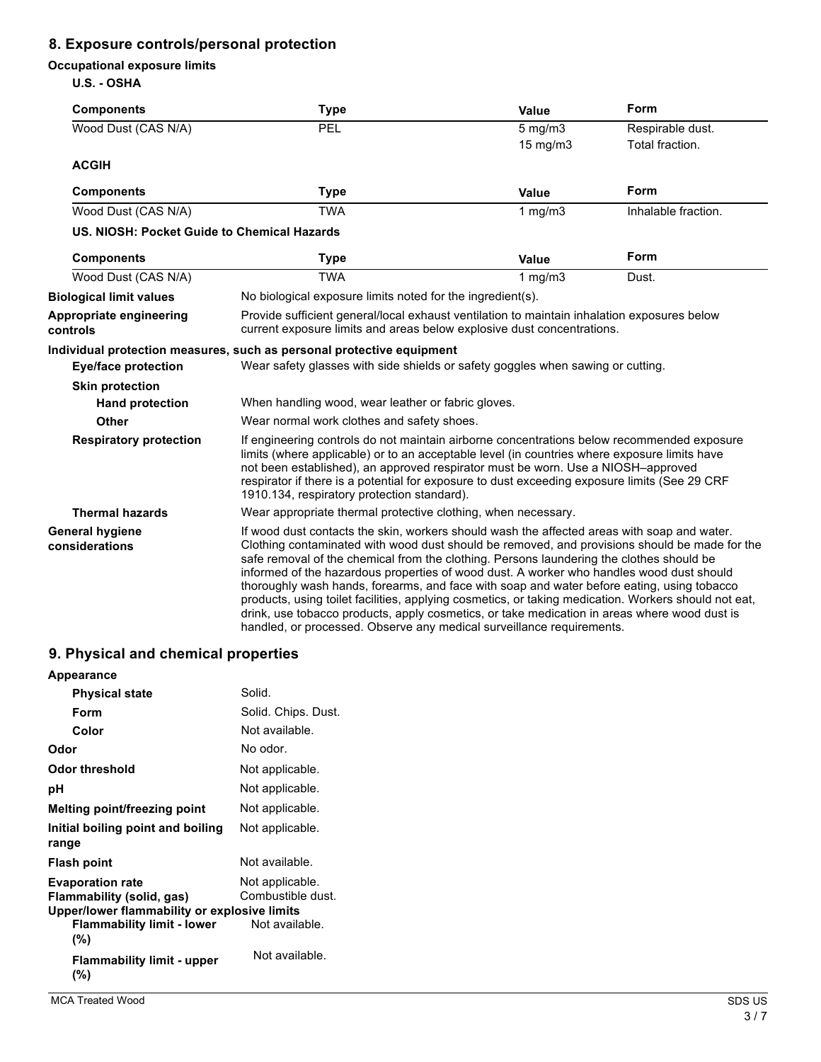## 8. Exposure controls/personal protection

**Occupational exposure limits**

**U.S. - OSHA**

| Components | Type | Value | Form |
|---|---|---|---|
| Wood Dust (CAS N/A) | PEL | 5 mg/m3 | Respirable dust. |
| | | 15 mg/m3 | Total fraction. |

**ACGIH**

| Components | Type | Value | Form |
|---|---|---|---|
| Wood Dust (CAS N/A) | TWA | 1 mg/m3 | Inhalable fraction. |

**US. NIOSH: Pocket Guide to Chemical Hazards**

| Components | Type | Value | Form |
|---|---|---|---|
| Wood Dust (CAS N/A) | TWA | 1 mg/m3 | Dust. |

**Biological limit values** No biological exposure limits noted for the ingredient(s).

**Appropriate engineering controls** Provide sufficient general/local exhaust ventilation to maintain inhalation exposures below current exposure limits and areas below explosive dust concentrations.

**Individual protection measures, such as personal protective equipment**

**Eye/face protection** Wear safety glasses with side shields or safety goggles when sawing or cutting.

**Skin protection**

**Hand protection** When handling wood, wear leather or fabric gloves.

**Other** Wear normal work clothes and safety shoes.

**Respiratory protection** If engineering controls do not maintain airborne concentrations below recommended exposure limits (where applicable) or to an acceptable level (in countries where exposure limits have not been established), an approved respirator must be worn. Use a NIOSH–approved respirator if there is a potential for exposure to dust exceeding exposure limits (See 29 CRF 1910.134, respiratory protection standard).

**Thermal hazards** Wear appropriate thermal protective clothing, when necessary.

**General hygiene considerations** If wood dust contacts the skin, workers should wash the affected areas with soap and water. Clothing contaminated with wood dust should be removed, and provisions should be made for the safe removal of the chemical from the clothing. Persons laundering the clothes should be informed of the hazardous properties of wood dust. A worker who handles wood dust should thoroughly wash hands, forearms, and face with soap and water before eating, using tobacco products, using toilet facilities, applying cosmetics, or taking medication. Workers should not eat, drink, use tobacco products, apply cosmetics, or take medication in areas where wood dust is handled, or processed. Observe any medical surveillance requirements.

## 9. Physical and chemical properties

**Appearance**

**Physical state** Solid.

**Form** Solid. Chips. Dust.

**Color** Not available.

**Odor** No odor.

**Odor threshold** Not applicable.

**pH** Not applicable.

**Melting point/freezing point** Not applicable.

**Initial boiling point and boiling range** Not applicable.

**Flash point** Not available.

**Evaporation rate** Not applicable.

**Flammability (solid, gas)** Combustible dust.

**Upper/lower flammability or explosive limits**

**Flammability limit - lower (%)** Not available.

**Flammability limit - upper (%)** Not available.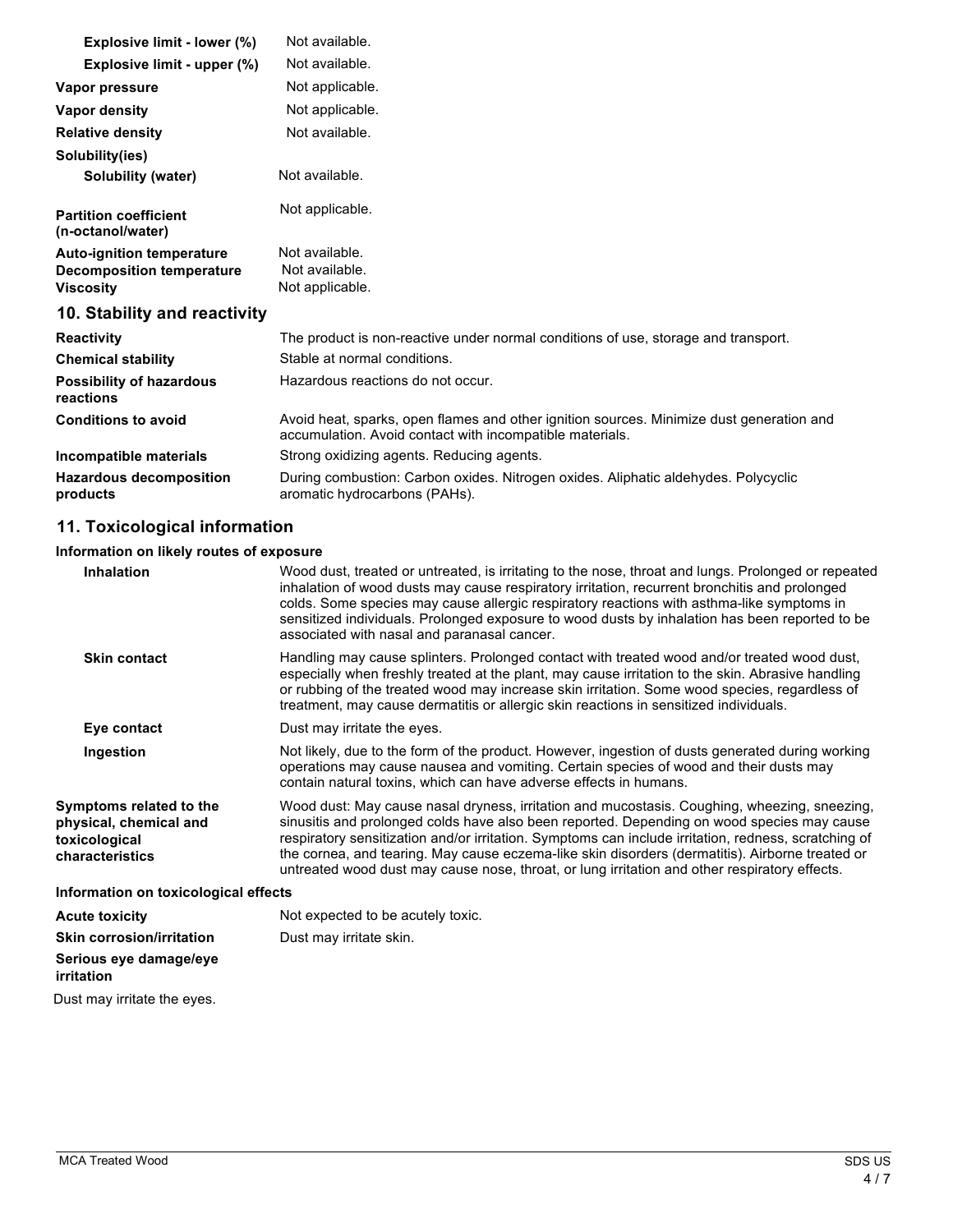| | |
|---|---|
| **Explosive limit - lower (%)** | Not available. |
| **Explosive limit - upper (%)** | Not available. |
| **Vapor pressure** | Not applicable. |
| **Vapor density** | Not applicable. |
| **Relative density** | Not available. |
| **Solubility(ies)** | |
| **Solubility (water)** | Not available. |
| **Partition coefficient (n-octanol/water)** | Not applicable. |
| **Auto-ignition temperature** | Not available. |
| **Decomposition temperature** | Not available. |
| **Viscosity** | Not applicable. |

## 10. Stability and reactivity

| | |
|---|---|
| **Reactivity** | The product is non-reactive under normal conditions of use, storage and transport. |
| **Chemical stability** | Stable at normal conditions. |
| **Possibility of hazardous reactions** | Hazardous reactions do not occur. |
| **Conditions to avoid** | Avoid heat, sparks, open flames and other ignition sources. Minimize dust generation and accumulation. Avoid contact with incompatible materials. |
| **Incompatible materials** | Strong oxidizing agents. Reducing agents. |
| **Hazardous decomposition products** | During combustion: Carbon oxides. Nitrogen oxides. Aliphatic aldehydes. Polycyclic aromatic hydrocarbons (PAHs). |

## 11. Toxicological information

### Information on likely routes of exposure

| | |
|---|---|
| **Inhalation** | Wood dust, treated or untreated, is irritating to the nose, throat and lungs. Prolonged or repeated inhalation of wood dusts may cause respiratory irritation, recurrent bronchitis and prolonged colds. Some species may cause allergic respiratory reactions with asthma-like symptoms in sensitized individuals. Prolonged exposure to wood dusts by inhalation has been reported to be associated with nasal and paranasal cancer. |
| **Skin contact** | Handling may cause splinters. Prolonged contact with treated wood and/or treated wood dust, especially when freshly treated at the plant, may cause irritation to the skin. Abrasive handling or rubbing of the treated wood may increase skin irritation. Some wood species, regardless of treatment, may cause dermatitis or allergic skin reactions in sensitized individuals. |
| **Eye contact** | Dust may irritate the eyes. |
| **Ingestion** | Not likely, due to the form of the product. However, ingestion of dusts generated during working operations may cause nausea and vomiting. Certain species of wood and their dusts may contain natural toxins, which can have adverse effects in humans. |
| **Symptoms related to the physical, chemical and toxicological characteristics** | Wood dust: May cause nasal dryness, irritation and mucostasis. Coughing, wheezing, sneezing, sinusitis and prolonged colds have also been reported. Depending on wood species may cause respiratory sensitization and/or irritation. Symptoms can include irritation, redness, scratching of the cornea, and tearing. May cause eczema-like skin disorders (dermatitis). Airborne treated or untreated wood dust may cause nose, throat, or lung irritation and other respiratory effects. |

### Information on toxicological effects

| | |
|---|---|
| **Acute toxicity** | Not expected to be acutely toxic. |
| **Skin corrosion/irritation** | Dust may irritate skin. |
| **Serious eye damage/eye irritation** | |

Dust may irritate the eyes.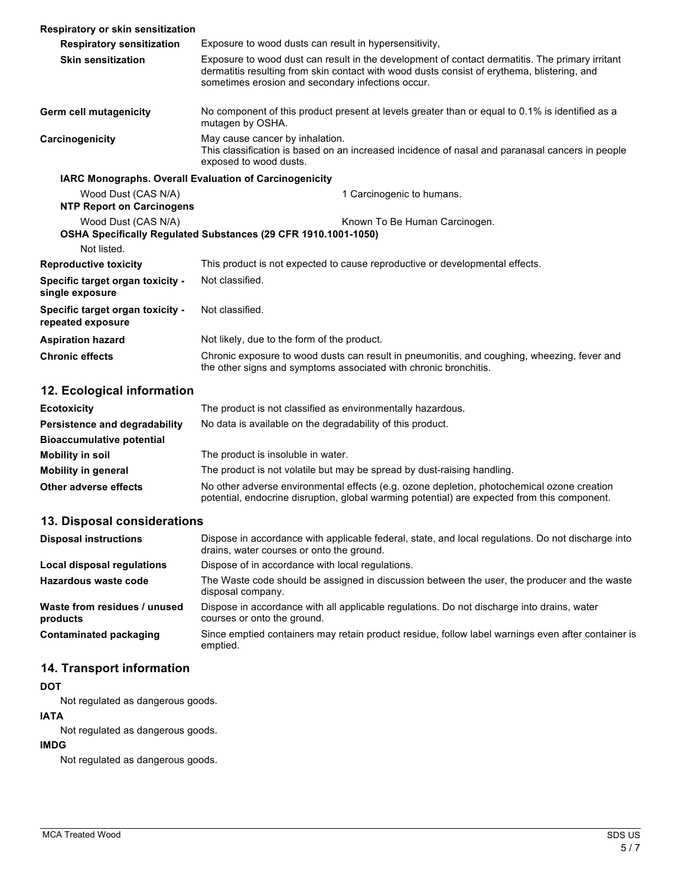**Respiratory or skin sensitization**

| | |
|---|---|
| **Respiratory sensitization** | Exposure to wood dusts can result in hypersensitivity, |
| **Skin sensitization** | Exposure to wood dust can result in the development of contact dermatitis. The primary irritant dermatitis resulting from skin contact with wood dusts consist of erythema, blistering, and sometimes erosion and secondary infections occur. |
| **Germ cell mutagenicity** | No component of this product present at levels greater than or equal to 0.1% is identified as a mutagen by OSHA. |
| **Carcinogenicity** | May cause cancer by inhalation.<br>This classification is based on an increased incidence of nasal and paranasal cancers in people exposed to wood dusts. |

**IARC Monographs. Overall Evaluation of Carcinogenicity**

| | |
|---|---|
| Wood Dust (CAS N/A) | 1 Carcinogenic to humans. |

**NTP Report on Carcinogens**

| | |
|---|---|
| Wood Dust (CAS N/A) | Known To Be Human Carcinogen. |

**OSHA Specifically Regulated Substances (29 CFR 1910.1001-1050)**

Not listed.

| | |
|---|---|
| **Reproductive toxicity** | This product is not expected to cause reproductive or developmental effects. |
| **Specific target organ toxicity - single exposure** | Not classified. |
| **Specific target organ toxicity - repeated exposure** | Not classified. |
| **Aspiration hazard** | Not likely, due to the form of the product. |
| **Chronic effects** | Chronic exposure to wood dusts can result in pneumonitis, and coughing, wheezing, fever and the other signs and symptoms associated with chronic bronchitis. |

## 12. Ecological information

| | |
|---|---|
| **Ecotoxicity** | The product is not classified as environmentally hazardous. |
| **Persistence and degradability** | No data is available on the degradability of this product. |
| **Bioaccumulative potential** | |
| **Mobility in soil** | The product is insoluble in water. |
| **Mobility in general** | The product is not volatile but may be spread by dust-raising handling. |
| **Other adverse effects** | No other adverse environmental effects (e.g. ozone depletion, photochemical ozone creation potential, endocrine disruption, global warming potential) are expected from this component. |

## 13. Disposal considerations

| | |
|---|---|
| **Disposal instructions** | Dispose in accordance with applicable federal, state, and local regulations. Do not discharge into drains, water courses or onto the ground. |
| **Local disposal regulations** | Dispose of in accordance with local regulations. |
| **Hazardous waste code** | The Waste code should be assigned in discussion between the user, the producer and the waste disposal company. |
| **Waste from residues / unused products** | Dispose in accordance with all applicable regulations. Do not discharge into drains, water courses or onto the ground. |
| **Contaminated packaging** | Since emptied containers may retain product residue, follow label warnings even after container is emptied. |

## 14. Transport information

**DOT**

Not regulated as dangerous goods.

**IATA**

Not regulated as dangerous goods.

**IMDG**

Not regulated as dangerous goods.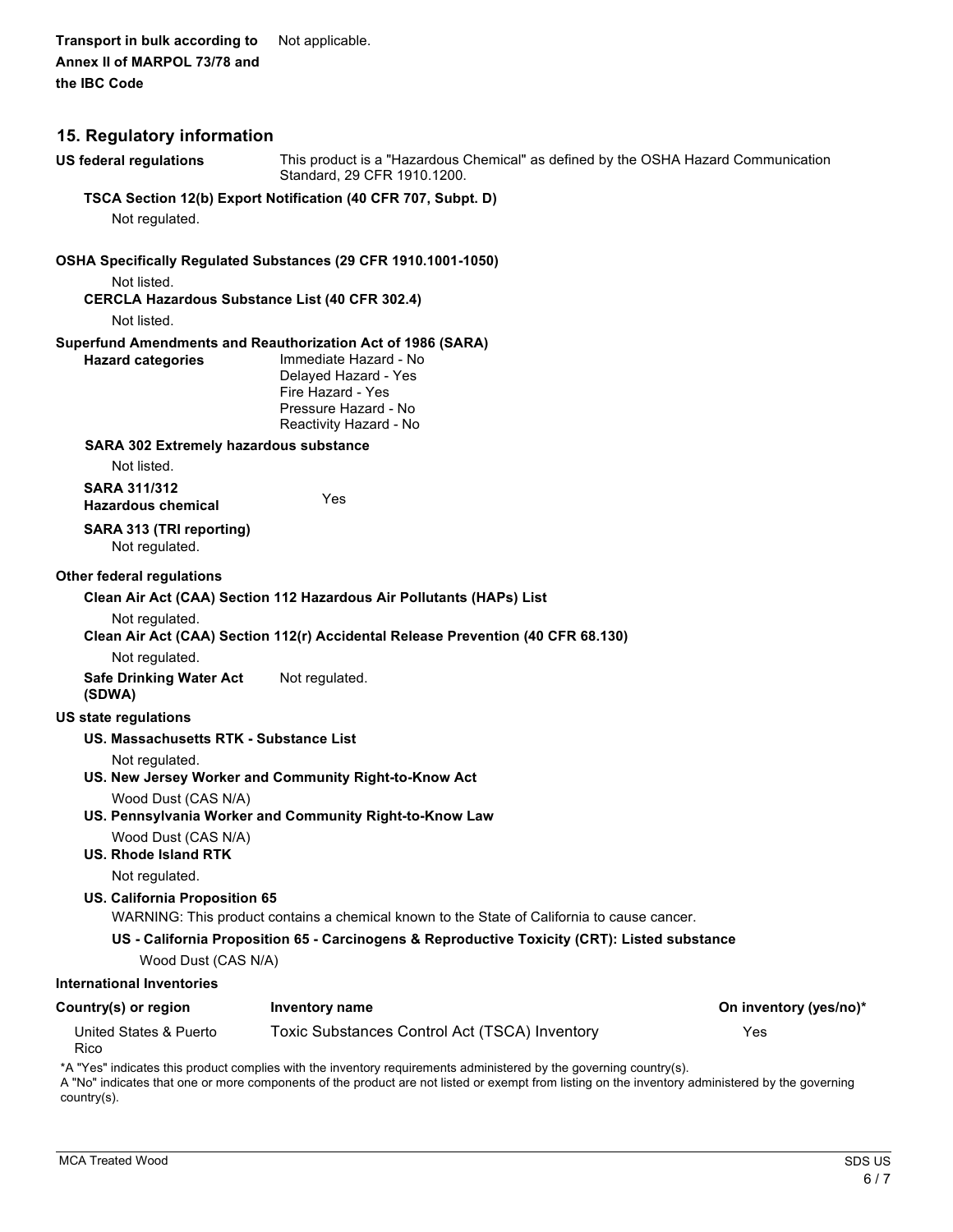**Transport in bulk according to Annex II of MARPOL 73/78 and the IBC Code** Not applicable.

## 15. Regulatory information

**US federal regulations** This product is a "Hazardous Chemical" as defined by the OSHA Hazard Communication Standard, 29 CFR 1910.1200.

**TSCA Section 12(b) Export Notification (40 CFR 707, Subpt. D)**

Not regulated.

**OSHA Specifically Regulated Substances (29 CFR 1910.1001-1050)**

Not listed.

**CERCLA Hazardous Substance List (40 CFR 302.4)**

Not listed.

**Superfund Amendments and Reauthorization Act of 1986 (SARA)**

**Hazard categories**
Immediate Hazard - No
Delayed Hazard - Yes
Fire Hazard - Yes
Pressure Hazard - No
Reactivity Hazard - No

**SARA 302 Extremely hazardous substance**

Not listed.

**SARA 311/312 Hazardous chemical** Yes

**SARA 313 (TRI reporting)**

Not regulated.

**Other federal regulations**

**Clean Air Act (CAA) Section 112 Hazardous Air Pollutants (HAPs) List**

Not regulated.

**Clean Air Act (CAA) Section 112(r) Accidental Release Prevention (40 CFR 68.130)**

Not regulated.

**Safe Drinking Water Act (SDWA)** Not regulated.

**US state regulations**

**US. Massachusetts RTK - Substance List**

Not regulated.

**US. New Jersey Worker and Community Right-to-Know Act**

Wood Dust (CAS N/A)

**US. Pennsylvania Worker and Community Right-to-Know Law**

Wood Dust (CAS N/A)

**US. Rhode Island RTK**

Not regulated.

**US. California Proposition 65**

WARNING: This product contains a chemical known to the State of California to cause cancer.

**US - California Proposition 65 - Carcinogens & Reproductive Toxicity (CRT): Listed substance**

Wood Dust (CAS N/A)

**International Inventories**

| Country(s) or region | Inventory name | On inventory (yes/no)* |
|---|---|---|
| United States & Puerto Rico | Toxic Substances Control Act (TSCA) Inventory | Yes |

*A "Yes" indicates this product complies with the inventory requirements administered by the governing country(s).
A "No" indicates that one or more components of the product are not listed or exempt from listing on the inventory administered by the governing country(s).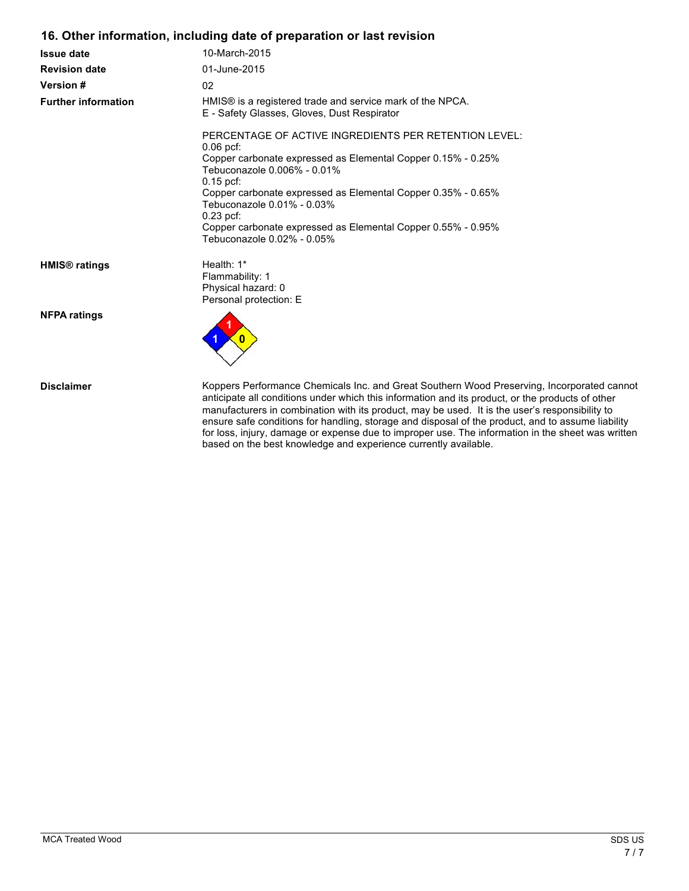## 16. Other information, including date of preparation or last revision

**Issue date** 10-March-2015

**Revision date** 01-June-2015

**Version #** 02

**Further information**

HMIS® is a registered trade and service mark of the NPCA.
E - Safety Glasses, Gloves, Dust Respirator

PERCENTAGE OF ACTIVE INGREDIENTS PER RETENTION LEVEL:
0.06 pcf:
Copper carbonate expressed as Elemental Copper 0.15% - 0.25%
Tebuconazole 0.006% - 0.01%
0.15 pcf:
Copper carbonate expressed as Elemental Copper 0.35% - 0.65%
Tebuconazole 0.01% - 0.03%
0.23 pcf:
Copper carbonate expressed as Elemental Copper 0.55% - 0.95%
Tebuconazole 0.02% - 0.05%

**HMIS® ratings**

Health: 1*
Flammability: 1
Physical hazard: 0
Personal protection: E

**NFPA ratings**

1
1 0

**Disclaimer**

Koppers Performance Chemicals Inc. and Great Southern Wood Preserving, Incorporated cannot anticipate all conditions under which this information and its product, or the products of other manufacturers in combination with its product, may be used. It is the user's responsibility to ensure safe conditions for handling, storage and disposal of the product, and to assume liability for loss, injury, damage or expense due to improper use. The information in the sheet was written based on the best knowledge and experience currently available.